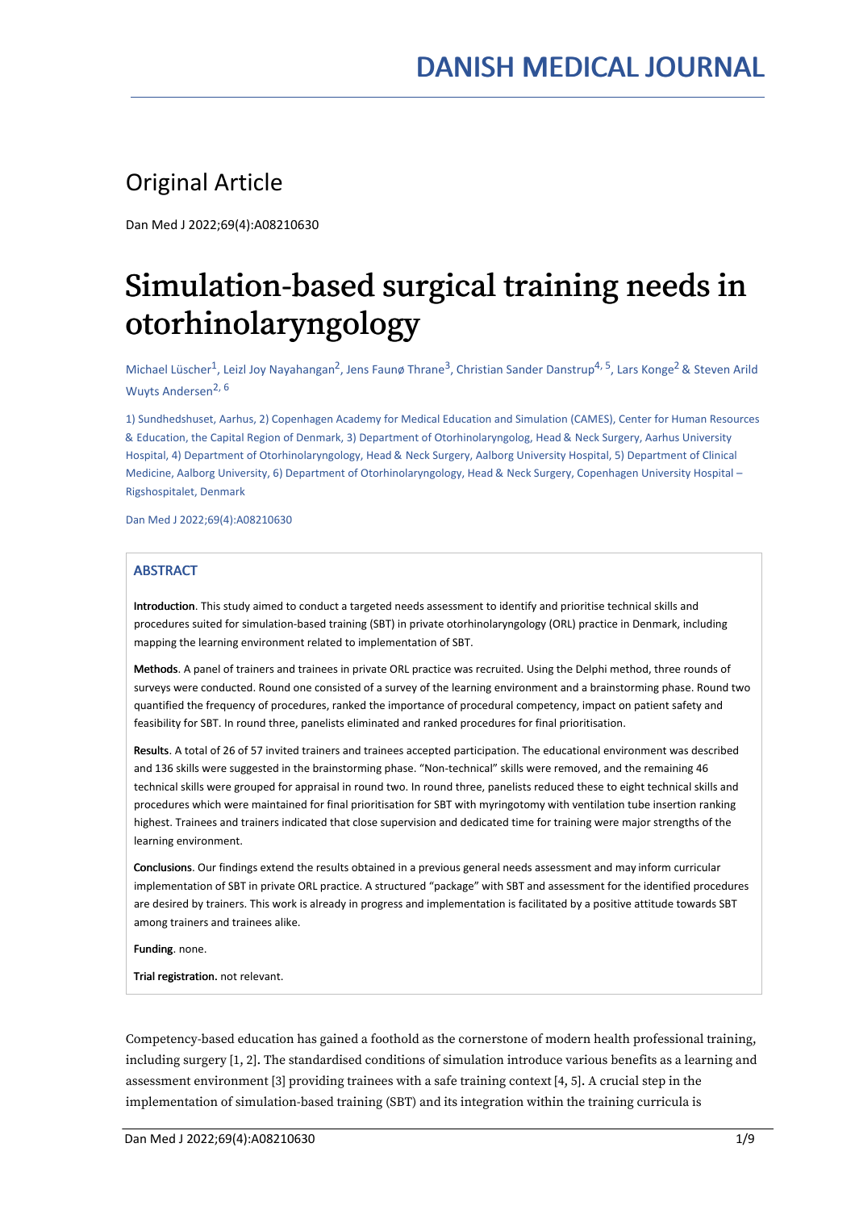## Original Article

Dan Med J 2022;69(4):A08210630

# Simulation-based surgical training needs in otorhinolaryngology

Michael Lüscher[1], Leizl Joy Nayahangan[2], Jens Faunø Thrane[3], Christian Sander Danstrup[4, 5], Lars Konge[2] & Steven Arild Wuyts Andersen[2, 6]

1) Sundhedshuset, Aarhus, 2) Copenhagen Academy for Medical Education and Simulation (CAMES), Center for Human Resources & Education, the Capital Region of Denmark, 3) Department of Otorhinolaryngolog, Head & Neck Surgery, Aarhus University Hospital, 4) Department of Otorhinolaryngology, Head & Neck Surgery, Aalborg University Hospital, 5) Department of Clinical Medicine, Aalborg University, 6) Department of Otorhinolaryngology, Head & Neck Surgery, Copenhagen University Hospital – Rigshospitalet, Denmark

Dan Med J 2022;69(4):A08210630

### ABSTRACT

**Introduction**. This study aimed to conduct a targeted needs assessment to identify and prioritise technical skills and procedures suited for simulation-based training (SBT) in private otorhinolaryngology (ORL) practice in Denmark, including mapping the learning environment related to implementation of SBT.

**Methods**. A panel of trainers and trainees in private ORL practice was recruited. Using the Delphi method, three rounds of surveys were conducted. Round one consisted of a survey of the learning environment and a brainstorming phase. Round two quantified the frequency of procedures, ranked the importance of procedural competency, impact on patient safety and feasibility for SBT. In round three, panelists eliminated and ranked procedures for final prioritisation.

**Results**. A total of 26 of 57 invited trainers and trainees accepted participation. The educational environment was described and 136 skills were suggested in the brainstorming phase. "Non-technical" skills were removed, and the remaining 46 technical skills were grouped for appraisal in round two. In round three, panelists reduced these to eight technical skills and procedures which were maintained for final prioritisation for SBT with myringotomy with ventilation tube insertion ranking highest. Trainees and trainers indicated that close supervision and dedicated time for training were major strengths of the learning environment.

**Conclusions**. Our findings extend the results obtained in a previous general needs assessment and may inform curricular implementation of SBT in private ORL practice. A structured "package" with SBT and assessment for the identified procedures are desired by trainers. This work is already in progress and implementation is facilitated by a positive attitude towards SBT among trainers and trainees alike.

**Funding**. none.

**Trial registration.** not relevant.

Competency-based education has gained a foothold as the cornerstone of modern health professional training, including surgery [1, 2]. The standardised conditions of simulation introduce various benefits as a learning and assessment environment [3] providing trainees with a safe training context [4, 5]. A crucial step in the implementation of simulation-based training (SBT) and its integration within the training curricula is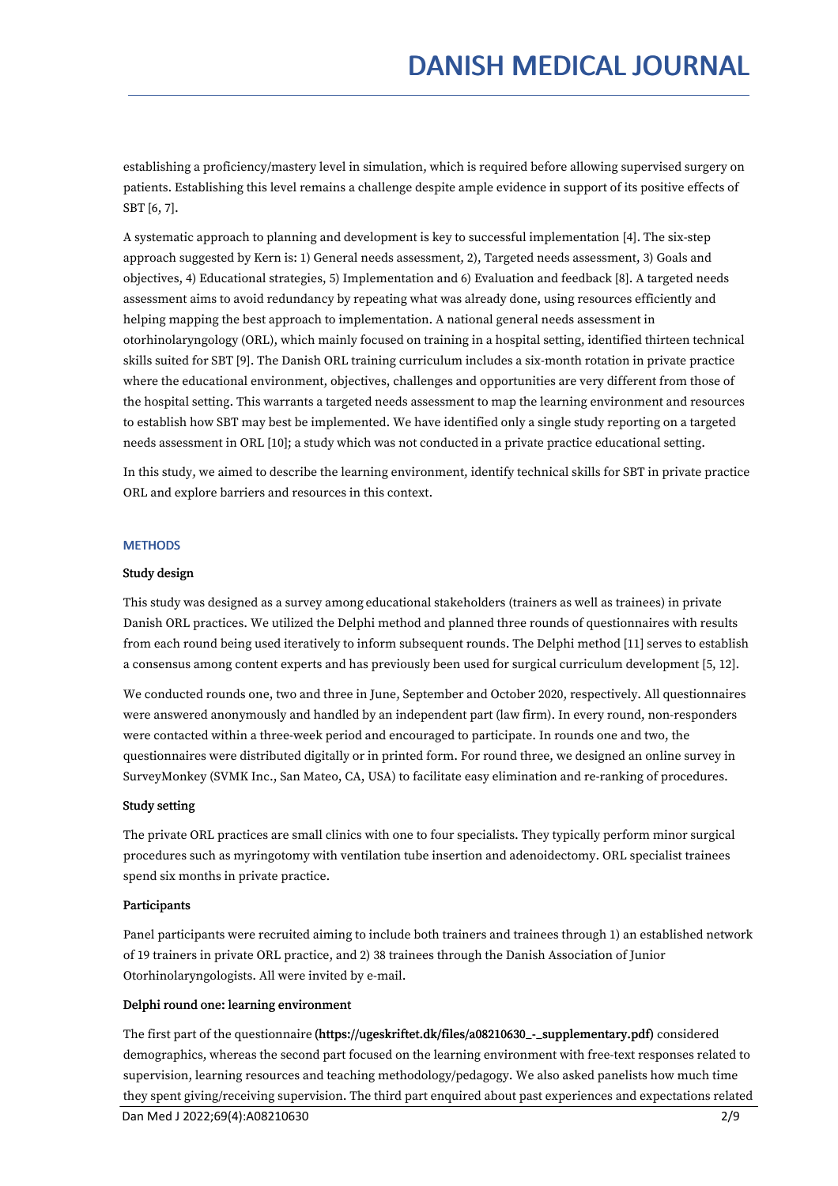establishing a proficiency/mastery level in simulation, which is required before allowing supervised surgery on patients. Establishing this level remains a challenge despite ample evidence in support of its positive effects of SBT [6, 7].

A systematic approach to planning and development is key to successful implementation [4]. The six-step approach suggested by Kern is: 1) General needs assessment, 2), Targeted needs assessment, 3) Goals and objectives, 4) Educational strategies, 5) Implementation and 6) Evaluation and feedback [8]. A targeted needs assessment aims to avoid redundancy by repeating what was already done, using resources efficiently and helping mapping the best approach to implementation. A national general needs assessment in otorhinolaryngology (ORL), which mainly focused on training in a hospital setting, identified thirteen technical skills suited for SBT [9]. The Danish ORL training curriculum includes a six-month rotation in private practice where the educational environment, objectives, challenges and opportunities are very different from those of the hospital setting. This warrants a targeted needs assessment to map the learning environment and resources to establish how SBT may best be implemented. We have identified only a single study reporting on a targeted needs assessment in ORL [10]; a study which was not conducted in a private practice educational setting.

In this study, we aimed to describe the learning environment, identify technical skills for SBT in private practice ORL and explore barriers and resources in this context.

## METHODS

### Study design

This study was designed as a survey among educational stakeholders (trainers as well as trainees) in private Danish ORL practices. We utilized the Delphi method and planned three rounds of questionnaires with results from each round being used iteratively to inform subsequent rounds. The Delphi method [11] serves to establish a consensus among content experts and has previously been used for surgical curriculum development [5, 12].

We conducted rounds one, two and three in June, September and October 2020, respectively. All questionnaires were answered anonymously and handled by an independent part (law firm). In every round, non-responders were contacted within a three-week period and encouraged to participate. In rounds one and two, the questionnaires were distributed digitally or in printed form. For round three, we designed an online survey in SurveyMonkey (SVMK Inc., San Mateo, CA, USA) to facilitate easy elimination and re-ranking of procedures.

### Study setting

The private ORL practices are small clinics with one to four specialists. They typically perform minor surgical procedures such as myringotomy with ventilation tube insertion and adenoidectomy. ORL specialist trainees spend six months in private practice.

### Participants

Panel participants were recruited aiming to include both trainers and trainees through 1) an established network of 19 trainers in private ORL practice, and 2) 38 trainees through the Danish Association of Junior Otorhinolaryngologists. All were invited by e-mail.

### Delphi round one: learning environment

The first part of the questionnaire **(https://ugeskriftet.dk/files/a08210630_-_supplementary.pdf)** considered demographics, whereas the second part focused on the learning environment with free-text responses related to supervision, learning resources and teaching methodology/pedagogy. We also asked panelists how much time they spent giving/receiving supervision. The third part enquired about past experiences and expectations related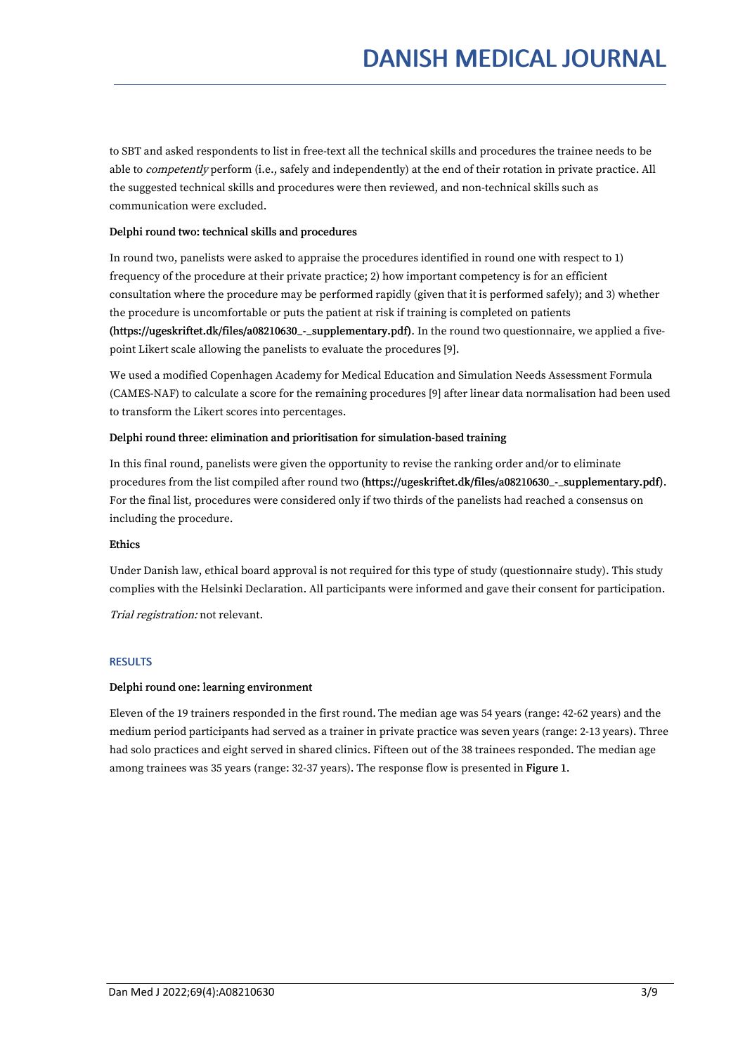to SBT and asked respondents to list in free-text all the technical skills and procedures the trainee needs to be able to *competently* perform (i.e., safely and independently) at the end of their rotation in private practice. All the suggested technical skills and procedures were then reviewed, and non-technical skills such as communication were excluded.

**Delphi round two: technical skills and procedures**

In round two, panelists were asked to appraise the procedures identified in round one with respect to 1) frequency of the procedure at their private practice; 2) how important competency is for an efficient consultation where the procedure may be performed rapidly (given that it is performed safely); and 3) whether the procedure is uncomfortable or puts the patient at risk if training is completed on patients (**https://ugeskriftet.dk/files/a08210630_-_supplementary.pdf**). In the round two questionnaire, we applied a five-point Likert scale allowing the panelists to evaluate the procedures [9].

We used a modified Copenhagen Academy for Medical Education and Simulation Needs Assessment Formula (CAMES-NAF) to calculate a score for the remaining procedures [9] after linear data normalisation had been used to transform the Likert scores into percentages.

**Delphi round three: elimination and prioritisation for simulation-based training**

In this final round, panelists were given the opportunity to revise the ranking order and/or to eliminate procedures from the list compiled after round two (**https://ugeskriftet.dk/files/a08210630_-_supplementary.pdf**). For the final list, procedures were considered only if two thirds of the panelists had reached a consensus on including the procedure.

**Ethics**

Under Danish law, ethical board approval is not required for this type of study (questionnaire study). This study complies with the Helsinki Declaration. All participants were informed and gave their consent for participation.

*Trial registration:* not relevant.

## RESULTS

**Delphi round one: learning environment**

Eleven of the 19 trainers responded in the first round. The median age was 54 years (range: 42-62 years) and the medium period participants had served as a trainer in private practice was seven years (range: 2-13 years). Three had solo practices and eight served in shared clinics. Fifteen out of the 38 trainees responded. The median age among trainees was 35 years (range: 32-37 years). The response flow is presented in **Figure 1**.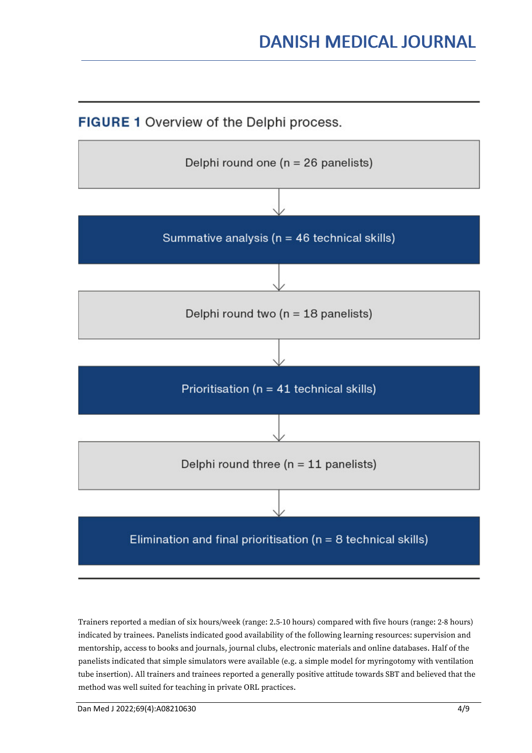**FIGURE 1** Overview of the Delphi process.

Delphi round one (n = 26 panelists)

↓

Summative analysis (n = 46 technical skills)

↓

Delphi round two (n = 18 panelists)

↓

Prioritisation (n = 41 technical skills)

↓

Delphi round three (n = 11 panelists)

↓

Elimination and final prioritisation (n = 8 technical skills)

Trainers reported a median of six hours/week (range: 2.5-10 hours) compared with five hours (range: 2-8 hours) indicated by trainees. Panelists indicated good availability of the following learning resources: supervision and mentorship, access to books and journals, journal clubs, electronic materials and online databases. Half of the panelists indicated that simple simulators were available (e.g. a simple model for myringotomy with ventilation tube insertion). All trainers and trainees reported a generally positive attitude towards SBT and believed that the method was well suited for teaching in private ORL practices.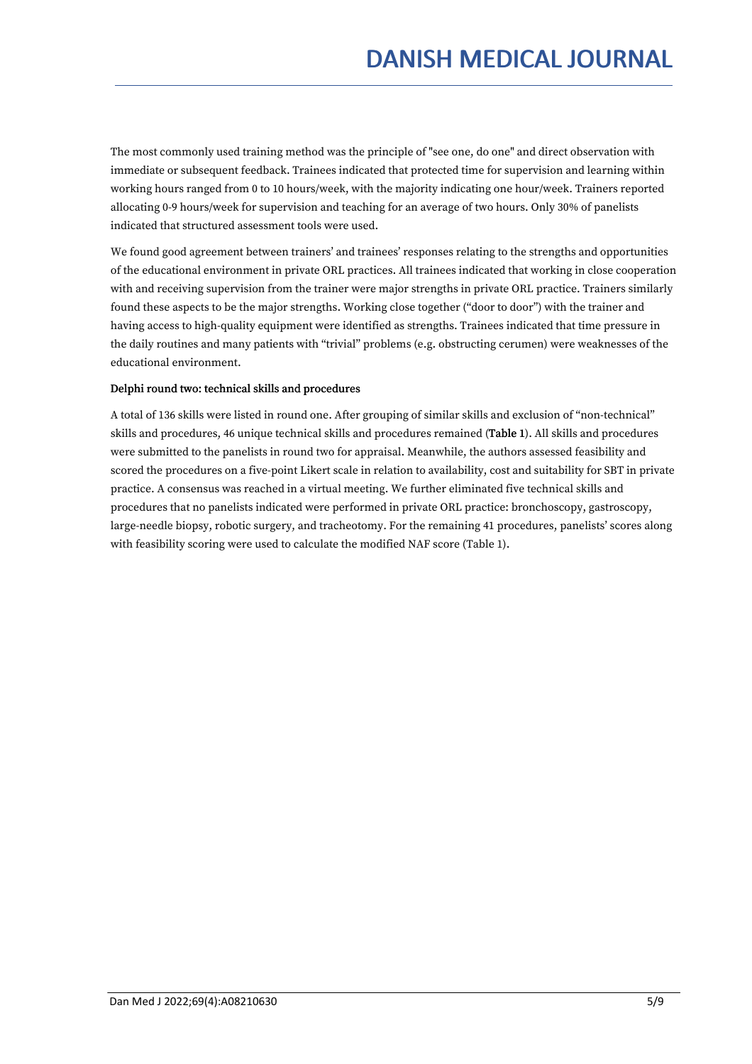The most commonly used training method was the principle of "see one, do one" and direct observation with immediate or subsequent feedback. Trainees indicated that protected time for supervision and learning within working hours ranged from 0 to 10 hours/week, with the majority indicating one hour/week. Trainers reported allocating 0-9 hours/week for supervision and teaching for an average of two hours. Only 30% of panelists indicated that structured assessment tools were used.

We found good agreement between trainers' and trainees' responses relating to the strengths and opportunities of the educational environment in private ORL practices. All trainees indicated that working in close cooperation with and receiving supervision from the trainer were major strengths in private ORL practice. Trainers similarly found these aspects to be the major strengths. Working close together ("door to door") with the trainer and having access to high-quality equipment were identified as strengths. Trainees indicated that time pressure in the daily routines and many patients with "trivial" problems (e.g. obstructing cerumen) were weaknesses of the educational environment.

**Delphi round two: technical skills and procedures**

A total of 136 skills were listed in round one. After grouping of similar skills and exclusion of "non-technical" skills and procedures, 46 unique technical skills and procedures remained (**Table 1**). All skills and procedures were submitted to the panelists in round two for appraisal. Meanwhile, the authors assessed feasibility and scored the procedures on a five-point Likert scale in relation to availability, cost and suitability for SBT in private practice. A consensus was reached in a virtual meeting. We further eliminated five technical skills and procedures that no panelists indicated were performed in private ORL practice: bronchoscopy, gastroscopy, large-needle biopsy, robotic surgery, and tracheotomy. For the remaining 41 procedures, panelists' scores along with feasibility scoring were used to calculate the modified NAF score (Table 1).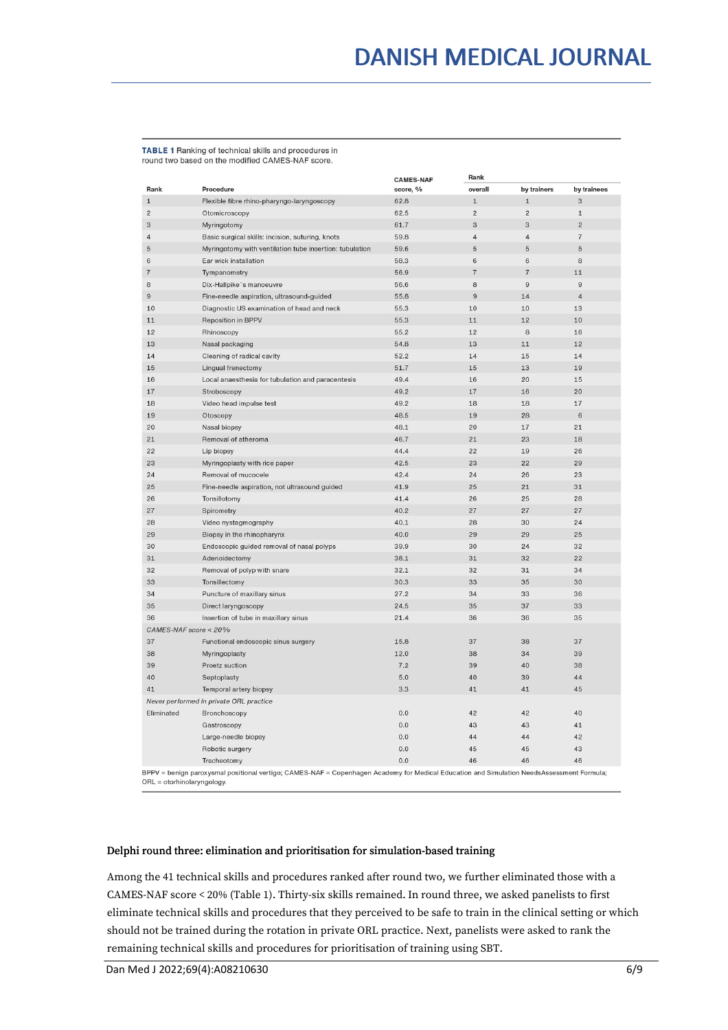**TABLE 1** Ranking of technical skills and procedures in round two based on the modified CAMES-NAF score.

| Rank | Procedure | CAMES-NAF score, % | Rank overall | by trainers | by trainees |
|---|---|---|---|---|---|
| 1 | Flexible fibre rhino-pharyngo-laryngoscopy | 62.8 | 1 | 1 | 3 |
| 2 | Otomicroscopy | 62.5 | 2 | 2 | 1 |
| 3 | Myringotomy | 61.7 | 3 | 3 | 2 |
| 4 | Basic surgical skills: incision, suturing, knots | 59.8 | 4 | 4 | 7 |
| 5 | Myringotomy with ventilation tube insertion: tubulation | 59.6 | 5 | 5 | 5 |
| 6 | Ear wick installation | 58.3 | 6 | 6 | 8 |
| 7 | Tympanometry | 56.9 | 7 | 7 | 11 |
| 8 | Dix-Hallpike`s manoeuvre | 56.6 | 8 | 9 | 9 |
| 9 | Fine-needle aspiration, ultrasound-guided | 55.8 | 9 | 14 | 4 |
| 10 | Diagnostic US examination of head and neck | 55.3 | 10 | 10 | 13 |
| 11 | Reposition in BPPV | 55.3 | 11 | 12 | 10 |
| 12 | Rhinoscopy | 55.2 | 12 | 8 | 16 |
| 13 | Nasal packaging | 54.8 | 13 | 11 | 12 |
| 14 | Cleaning of radical cavity | 52.2 | 14 | 15 | 14 |
| 15 | Lingual frenectomy | 51.7 | 15 | 13 | 19 |
| 16 | Local anaesthesia for tubulation and paracentesis | 49.4 | 16 | 20 | 15 |
| 17 | Stroboscopy | 49.2 | 17 | 16 | 20 |
| 18 | Video head impulse test | 49.2 | 18 | 18 | 17 |
| 19 | Otoscopy | 48.5 | 19 | 28 | 6 |
| 20 | Nasal biopsy | 48.1 | 20 | 17 | 21 |
| 21 | Removal of atheroma | 46.7 | 21 | 23 | 18 |
| 22 | Lip biopsy | 44.4 | 22 | 19 | 26 |
| 23 | Myringoplasty with rice paper | 42.5 | 23 | 22 | 29 |
| 24 | Removal of mucocele | 42.4 | 24 | 26 | 23 |
| 25 | Fine-needle aspiration, not ultrasound guided | 41.9 | 25 | 21 | 31 |
| 26 | Tonsillotomy | 41.4 | 26 | 25 | 28 |
| 27 | Spirometry | 40.2 | 27 | 27 | 27 |
| 28 | Video nystagmography | 40.1 | 28 | 30 | 24 |
| 29 | Biopsy in the rhinopharynx | 40.0 | 29 | 29 | 25 |
| 30 | Endoscopic guided removal of nasal polyps | 39.9 | 30 | 24 | 32 |
| 31 | Adenoidectomy | 38.1 | 31 | 32 | 22 |
| 32 | Removal of polyp with snare | 32.1 | 32 | 31 | 34 |
| 33 | Tonsillectomy | 30.3 | 33 | 35 | 30 |
| 34 | Puncture of maxillary sinus | 27.2 | 34 | 33 | 36 |
| 35 | Direct laryngoscopy | 24.5 | 35 | 37 | 33 |
| 36 | Insertion of tube in maxillary sinus | 21.4 | 36 | 36 | 35 |
| *CAMES-NAF score < 20%* | | | | | |
| 37 | Functional endoscopic sinus surgery | 15.8 | 37 | 38 | 37 |
| 38 | Myringoplasty | 12.0 | 38 | 34 | 39 |
| 39 | Proetz suction | 7.2 | 39 | 40 | 38 |
| 40 | Septoplasty | 5.0 | 40 | 39 | 44 |
| 41 | Temporal artery biopsy | 3.3 | 41 | 41 | 45 |
| *Never performed in private ORL practice* | | | | | |
| Eliminated | Bronchoscopy | 0.0 | 42 | 42 | 40 |
| | Gastroscopy | 0.0 | 43 | 43 | 41 |
| | Large-needle biopsy | 0.0 | 44 | 44 | 42 |
| | Robotic surgery | 0.0 | 45 | 45 | 43 |
| | Tracheotomy | 0.0 | 46 | 46 | 46 |

BPPV = benign paroxysmal positional vertigo; CAMES-NAF = Copenhagen Academy for Medical Education and Simulation NeedsAssessment Formula; ORL = otorhinolaryngology.

### Delphi round three: elimination and prioritisation for simulation-based training

Among the 41 technical skills and procedures ranked after round two, we further eliminated those with a CAMES-NAF score < 20% (Table 1). Thirty-six skills remained. In round three, we asked panelists to first eliminate technical skills and procedures that they perceived to be safe to train in the clinical setting or which should not be trained during the rotation in private ORL practice. Next, panelists were asked to rank the remaining technical skills and procedures for prioritisation of training using SBT.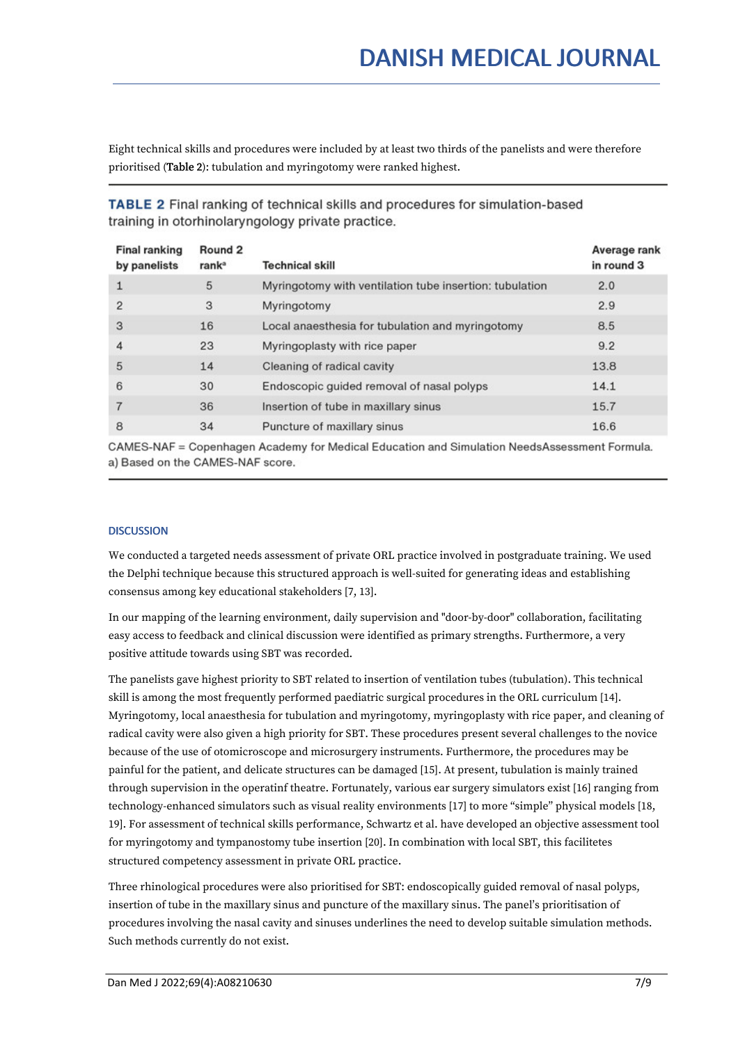Eight technical skills and procedures were included by at least two thirds of the panelists and were therefore prioritised (**Table 2**): tubulation and myringotomy were ranked highest.

**TABLE 2** Final ranking of technical skills and procedures for simulation-based training in otorhinolaryngology private practice.

| Final ranking by panelists | Round 2 rank[a] | Technical skill | Average rank in round 3 |
|---|---|---|---|
| 1 | 5 | Myringotomy with ventilation tube insertion: tubulation | 2.0 |
| 2 | 3 | Myringotomy | 2.9 |
| 3 | 16 | Local anaesthesia for tubulation and myringotomy | 8.5 |
| 4 | 23 | Myringoplasty with rice paper | 9.2 |
| 5 | 14 | Cleaning of radical cavity | 13.8 |
| 6 | 30 | Endoscopic guided removal of nasal polyps | 14.1 |
| 7 | 36 | Insertion of tube in maxillary sinus | 15.7 |
| 8 | 34 | Puncture of maxillary sinus | 16.6 |

CAMES-NAF = Copenhagen Academy for Medical Education and Simulation NeedsAssessment Formula.
a) Based on the CAMES-NAF score.

## DISCUSSION

We conducted a targeted needs assessment of private ORL practice involved in postgraduate training. We used the Delphi technique because this structured approach is well-suited for generating ideas and establishing consensus among key educational stakeholders [7, 13].

In our mapping of the learning environment, daily supervision and "door-by-door" collaboration, facilitating easy access to feedback and clinical discussion were identified as primary strengths. Furthermore, a very positive attitude towards using SBT was recorded.

The panelists gave highest priority to SBT related to insertion of ventilation tubes (tubulation). This technical skill is among the most frequently performed paediatric surgical procedures in the ORL curriculum [14]. Myringotomy, local anaesthesia for tubulation and myringotomy, myringoplasty with rice paper, and cleaning of radical cavity were also given a high priority for SBT. These procedures present several challenges to the novice because of the use of otomicroscope and microsurgery instruments. Furthermore, the procedures may be painful for the patient, and delicate structures can be damaged [15]. At present, tubulation is mainly trained through supervision in the operatinf theatre. Fortunately, various ear surgery simulators exist [16] ranging from technology-enhanced simulators such as visual reality environments [17] to more "simple" physical models [18, 19]. For assessment of technical skills performance, Schwartz et al. have developed an objective assessment tool for myringotomy and tympanostomy tube insertion [20]. In combination with local SBT, this facilitetes structured competency assessment in private ORL practice.

Three rhinological procedures were also prioritised for SBT: endoscopically guided removal of nasal polyps, insertion of tube in the maxillary sinus and puncture of the maxillary sinus. The panel's prioritisation of procedures involving the nasal cavity and sinuses underlines the need to develop suitable simulation methods. Such methods currently do not exist.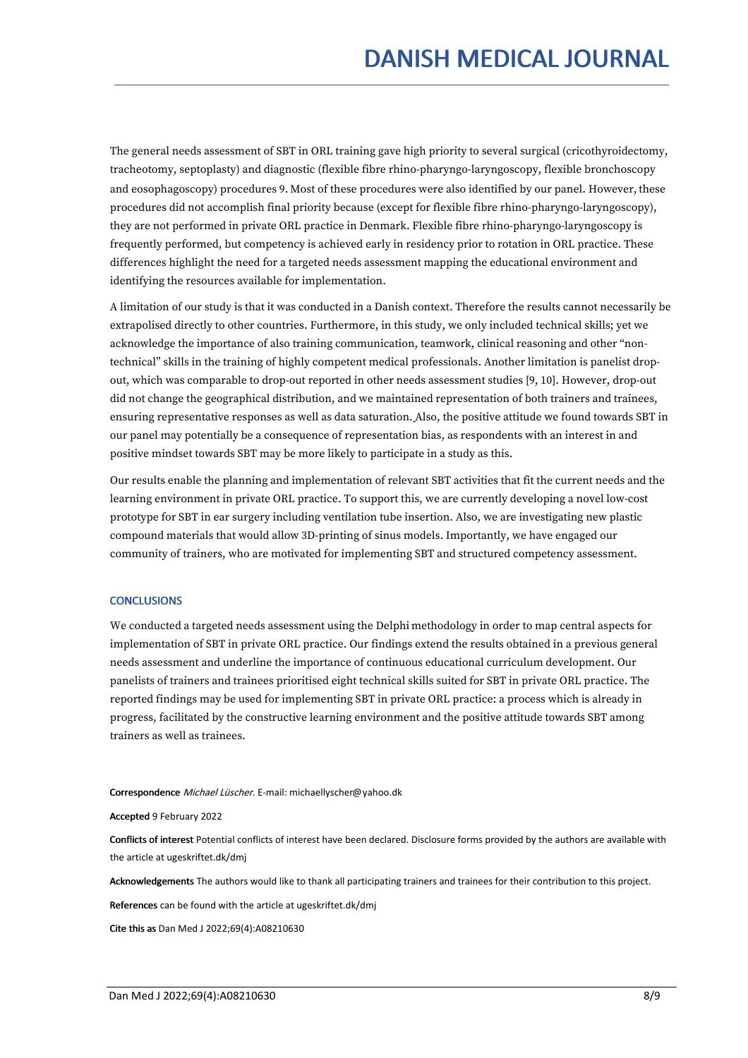The general needs assessment of SBT in ORL training gave high priority to several surgical (cricothyroidectomy, tracheotomy, septoplasty) and diagnostic (flexible fibre rhino-pharyngo-laryngoscopy, flexible bronchoscopy and eosophagoscopy) procedures 9. Most of these procedures were also identified by our panel. However, these procedures did not accomplish final priority because (except for flexible fibre rhino-pharyngo-laryngoscopy), they are not performed in private ORL practice in Denmark. Flexible fibre rhino-pharyngo-laryngoscopy is frequently performed, but competency is achieved early in residency prior to rotation in ORL practice. These differences highlight the need for a targeted needs assessment mapping the educational environment and identifying the resources available for implementation.

A limitation of our study is that it was conducted in a Danish context. Therefore the results cannot necessarily be extrapolised directly to other countries. Furthermore, in this study, we only included technical skills; yet we acknowledge the importance of also training communication, teamwork, clinical reasoning and other "non-technical" skills in the training of highly competent medical professionals. Another limitation is panelist drop-out, which was comparable to drop-out reported in other needs assessment studies [9, 10]. However, drop-out did not change the geographical distribution, and we maintained representation of both trainers and trainees, ensuring representative responses as well as data saturation. Also, the positive attitude we found towards SBT in our panel may potentially be a consequence of representation bias, as respondents with an interest in and positive mindset towards SBT may be more likely to participate in a study as this.

Our results enable the planning and implementation of relevant SBT activities that fit the current needs and the learning environment in private ORL practice. To support this, we are currently developing a novel low-cost prototype for SBT in ear surgery including ventilation tube insertion. Also, we are investigating new plastic compound materials that would allow 3D-printing of sinus models. Importantly, we have engaged our community of trainers, who are motivated for implementing SBT and structured competency assessment.

## CONCLUSIONS

We conducted a targeted needs assessment using the Delphi methodology in order to map central aspects for implementation of SBT in private ORL practice. Our findings extend the results obtained in a previous general needs assessment and underline the importance of continuous educational curriculum development. Our panelists of trainers and trainees prioritised eight technical skills suited for SBT in private ORL practice. The reported findings may be used for implementing SBT in private ORL practice: a process which is already in progress, facilitated by the constructive learning environment and the positive attitude towards SBT among trainers as well as trainees.

**Correspondence** *Michael Lüscher*. E-mail: michaellyscher@yahoo.dk

**Accepted** 9 February 2022

**Conflicts of interest** Potential conflicts of interest have been declared. Disclosure forms provided by the authors are available with the article at ugeskriftet.dk/dmj

**Acknowledgements** The authors would like to thank all participating trainers and trainees for their contribution to this project.

**References** can be found with the article at ugeskriftet.dk/dmj

**Cite this as** Dan Med J 2022;69(4):A08210630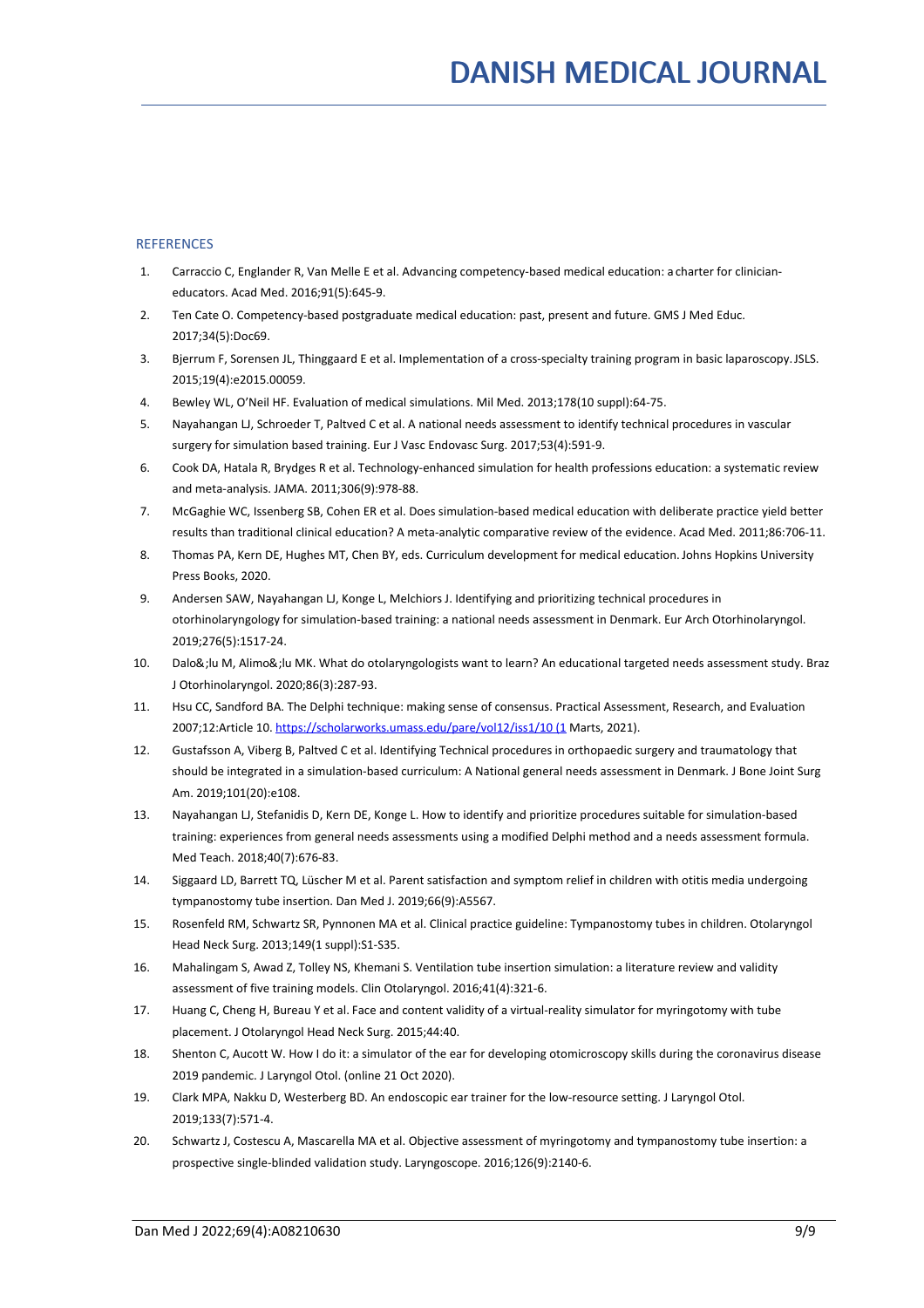## REFERENCES

1. Carraccio C, Englander R, Van Melle E et al. Advancing competency-based medical education: a charter for clinician-educators. Acad Med. 2016;91(5):645-9.
2. Ten Cate O. Competency-based postgraduate medical education: past, present and future. GMS J Med Educ. 2017;34(5):Doc69.
3. Bjerrum F, Sorensen JL, Thinggaard E et al. Implementation of a cross-specialty training program in basic laparoscopy. JSLS. 2015;19(4):e2015.00059.
4. Bewley WL, O'Neil HF. Evaluation of medical simulations. Mil Med. 2013;178(10 suppl):64-75.
5. Nayahangan LJ, Schroeder T, Paltved C et al. A national needs assessment to identify technical procedures in vascular surgery for simulation based training. Eur J Vasc Endovasc Surg. 2017;53(4):591-9.
6. Cook DA, Hatala R, Brydges R et al. Technology-enhanced simulation for health professions education: a systematic review and meta-analysis. JAMA. 2011;306(9):978-88.
7. McGaghie WC, Issenberg SB, Cohen ER et al. Does simulation-based medical education with deliberate practice yield better results than traditional clinical education? A meta-analytic comparative review of the evidence. Acad Med. 2011;86:706-11.
8. Thomas PA, Kern DE, Hughes MT, Chen BY, eds. Curriculum development for medical education. Johns Hopkins University Press Books, 2020.
9. Andersen SAW, Nayahangan LJ, Konge L, Melchiors J. Identifying and prioritizing technical procedures in otorhinolaryngology for simulation-based training: a national needs assessment in Denmark. Eur Arch Otorhinolaryngol. 2019;276(5):1517-24.
10. Dalo&;lu M, Alimo&;lu MK. What do otolaryngologists want to learn? An educational targeted needs assessment study. Braz J Otorhinolaryngol. 2020;86(3):287-93.
11. Hsu CC, Sandford BA. The Delphi technique: making sense of consensus. Practical Assessment, Research, and Evaluation 2007;12:Article 10. https://scholarworks.umass.edu/pare/vol12/iss1/10 (1 Marts, 2021).
12. Gustafsson A, Viberg B, Paltved C et al. Identifying Technical procedures in orthopaedic surgery and traumatology that should be integrated in a simulation-based curriculum: A National general needs assessment in Denmark. J Bone Joint Surg Am. 2019;101(20):e108.
13. Nayahangan LJ, Stefanidis D, Kern DE, Konge L. How to identify and prioritize procedures suitable for simulation-based training: experiences from general needs assessments using a modified Delphi method and a needs assessment formula. Med Teach. 2018;40(7):676-83.
14. Siggaard LD, Barrett TQ, Lüscher M et al. Parent satisfaction and symptom relief in children with otitis media undergoing tympanostomy tube insertion. Dan Med J. 2019;66(9):A5567.
15. Rosenfeld RM, Schwartz SR, Pynnonen MA et al. Clinical practice guideline: Tympanostomy tubes in children. Otolaryngol Head Neck Surg. 2013;149(1 suppl):S1-S35.
16. Mahalingam S, Awad Z, Tolley NS, Khemani S. Ventilation tube insertion simulation: a literature review and validity assessment of five training models. Clin Otolaryngol. 2016;41(4):321-6.
17. Huang C, Cheng H, Bureau Y et al. Face and content validity of a virtual-reality simulator for myringotomy with tube placement. J Otolaryngol Head Neck Surg. 2015;44:40.
18. Shenton C, Aucott W. How I do it: a simulator of the ear for developing otomicroscopy skills during the coronavirus disease 2019 pandemic. J Laryngol Otol. (online 21 Oct 2020).
19. Clark MPA, Nakku D, Westerberg BD. An endoscopic ear trainer for the low-resource setting. J Laryngol Otol. 2019;133(7):571-4.
20. Schwartz J, Costescu A, Mascarella MA et al. Objective assessment of myringotomy and tympanostomy tube insertion: a prospective single-blinded validation study. Laryngoscope. 2016;126(9):2140-6.